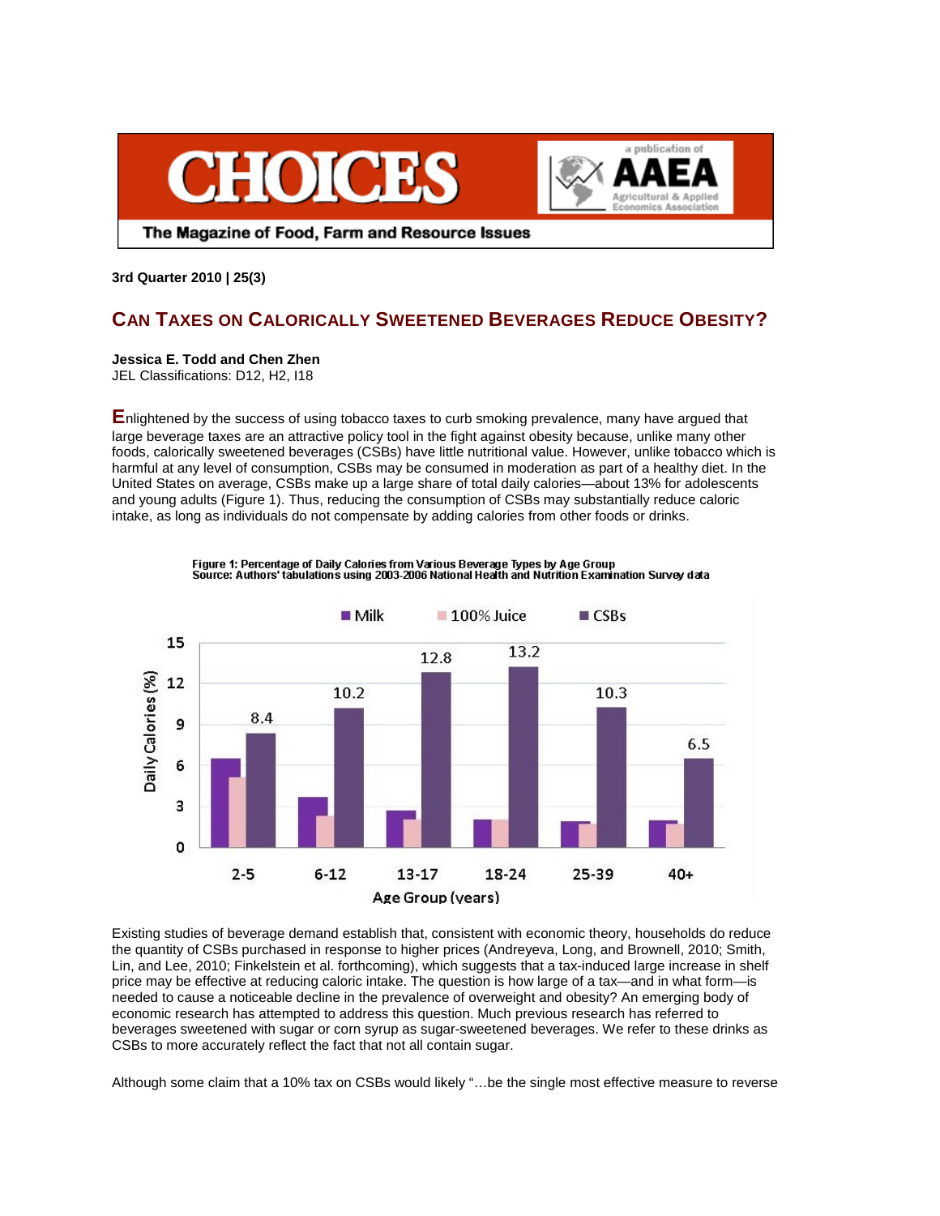# CHOICES

The Magazine of Food, Farm and Resource Issues

a publication of AAEA Agricultural & Applied Economics Association

**3rd Quarter 2010 | 25(3)**

## CAN TAXES ON CALORICALLY SWEETENED BEVERAGES REDUCE OBESITY?

**Jessica E. Todd and Chen Zhen**
JEL Classifications: D12, H2, I18

Enlightened by the success of using tobacco taxes to curb smoking prevalence, many have argued that large beverage taxes are an attractive policy tool in the fight against obesity because, unlike many other foods, calorically sweetened beverages (CSBs) have little nutritional value. However, unlike tobacco which is harmful at any level of consumption, CSBs may be consumed in moderation as part of a healthy diet. In the United States on average, CSBs make up a large share of total daily calories—about 13% for adolescents and young adults (Figure 1). Thus, reducing the consumption of CSBs may substantially reduce caloric intake, as long as individuals do not compensate by adding calories from other foods or drinks.

**Figure 1: Percentage of Daily Calories from Various Beverage Types by Age Group**
**Source: Authors' tabulations using 2003-2006 National Health and Nutrition Examination Survey data**

| Age Group (years) | CSBs (Daily Calories %) |
|---|---|
| 2-5 | 8.4 |
| 6-12 | 10.2 |
| 13-17 | 12.8 |
| 18-24 | 13.2 |
| 25-39 | 10.3 |
| 40+ | 6.5 |

Existing studies of beverage demand establish that, consistent with economic theory, households do reduce the quantity of CSBs purchased in response to higher prices (Andreyeva, Long, and Brownell, 2010; Smith, Lin, and Lee, 2010; Finkelstein et al. forthcoming), which suggests that a tax-induced large increase in shelf price may be effective at reducing caloric intake. The question is how large of a tax—and in what form—is needed to cause a noticeable decline in the prevalence of overweight and obesity? An emerging body of economic research has attempted to address this question. Much previous research has referred to beverages sweetened with sugar or corn syrup as sugar-sweetened beverages. We refer to these drinks as CSBs to more accurately reflect the fact that not all contain sugar.

Although some claim that a 10% tax on CSBs would likely "…be the single most effective measure to reverse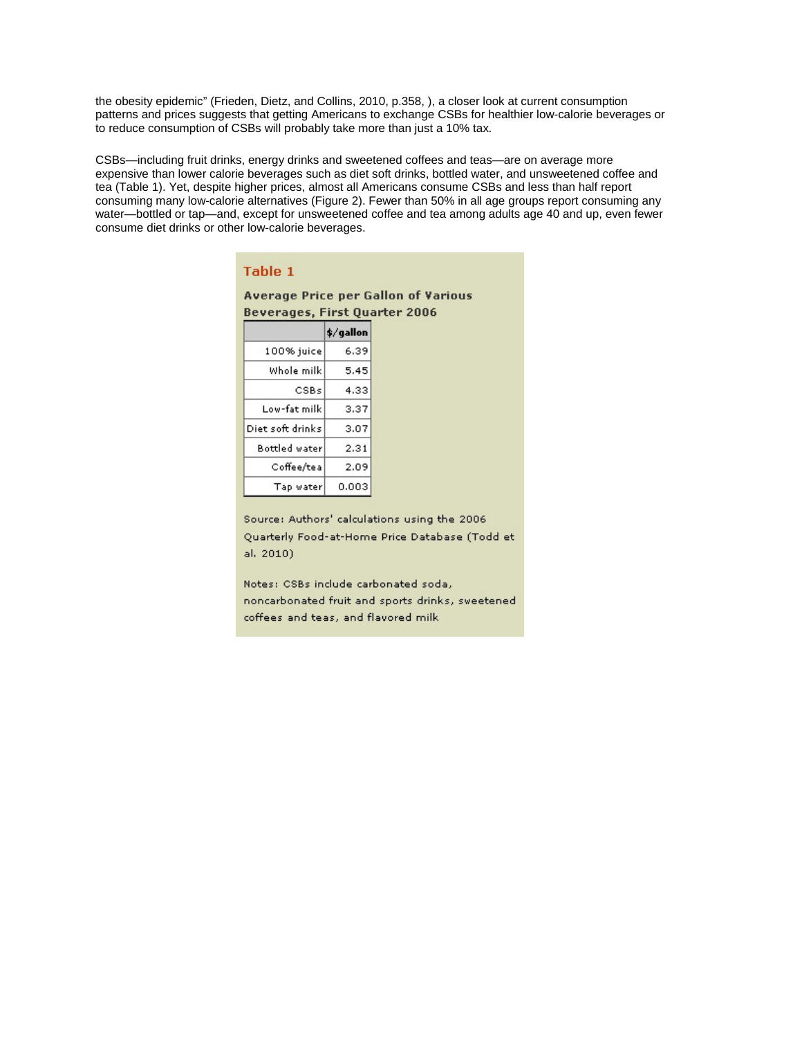the obesity epidemic" (Frieden, Dietz, and Collins, 2010, p.358, ), a closer look at current consumption patterns and prices suggests that getting Americans to exchange CSBs for healthier low-calorie beverages or to reduce consumption of CSBs will probably take more than just a 10% tax.

CSBs—including fruit drinks, energy drinks and sweetened coffees and teas—are on average more expensive than lower calorie beverages such as diet soft drinks, bottled water, and unsweetened coffee and tea (Table 1). Yet, despite higher prices, almost all Americans consume CSBs and less than half report consuming many low-calorie alternatives (Figure 2). Fewer than 50% in all age groups report consuming any water—bottled or tap—and, except for unsweetened coffee and tea among adults age 40 and up, even fewer consume diet drinks or other low-calorie beverages.

**Table 1**

**Average Price per Gallon of Various Beverages, First Quarter 2006**

| | $/gallon |
|---|---|
| 100% juice | 6.39 |
| Whole milk | 5.45 |
| CSBs | 4.33 |
| Low-fat milk | 3.37 |
| Diet soft drinks | 3.07 |
| Bottled water | 2.31 |
| Coffee/tea | 2.09 |
| Tap water | 0.003 |

Source: Authors' calculations using the 2006 Quarterly Food-at-Home Price Database (Todd et al. 2010)

Notes: CSBs include carbonated soda, noncarbonated fruit and sports drinks, sweetened coffees and teas, and flavored milk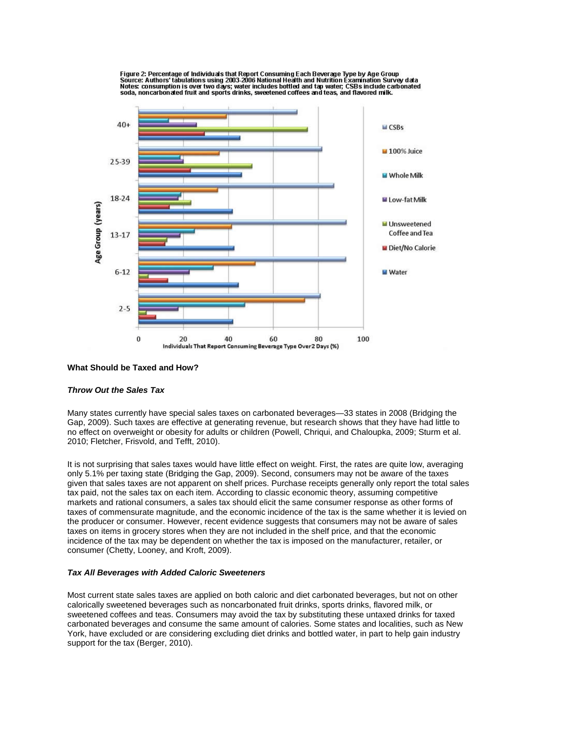Figure 2: Percentage of Individuals that Report Consuming Each Beverage Type by Age Group
Source: Authors' tabulations using 2003-2006 National Health and Nutrition Examination Survey data
Notes: consumption is over two days; water includes bottled and tap water; CSBs include carbonated soda, noncarbonated fruit and sports drinks, sweetened coffees and teas, and flavored milk.

### What Should be Taxed and How?

***Throw Out the Sales Tax***

Many states currently have special sales taxes on carbonated beverages—33 states in 2008 (Bridging the Gap, 2009). Such taxes are effective at generating revenue, but research shows that they have had little to no effect on overweight or obesity for adults or children (Powell, Chriqui, and Chaloupka, 2009; Sturm et al. 2010; Fletcher, Frisvold, and Tefft, 2010).

It is not surprising that sales taxes would have little effect on weight. First, the rates are quite low, averaging only 5.1% per taxing state (Bridging the Gap, 2009). Second, consumers may not be aware of the taxes given that sales taxes are not apparent on shelf prices. Purchase receipts generally only report the total sales tax paid, not the sales tax on each item. According to classic economic theory, assuming competitive markets and rational consumers, a sales tax should elicit the same consumer response as other forms of taxes of commensurate magnitude, and the economic incidence of the tax is the same whether it is levied on the producer or consumer. However, recent evidence suggests that consumers may not be aware of sales taxes on items in grocery stores when they are not included in the shelf price, and that the economic incidence of the tax may be dependent on whether the tax is imposed on the manufacturer, retailer, or consumer (Chetty, Looney, and Kroft, 2009).

***Tax All Beverages with Added Caloric Sweeteners***

Most current state sales taxes are applied on both caloric and diet carbonated beverages, but not on other calorically sweetened beverages such as noncarbonated fruit drinks, sports drinks, flavored milk, or sweetened coffees and teas. Consumers may avoid the tax by substituting these untaxed drinks for taxed carbonated beverages and consume the same amount of calories. Some states and localities, such as New York, have excluded or are considering excluding diet drinks and bottled water, in part to help gain industry support for the tax (Berger, 2010).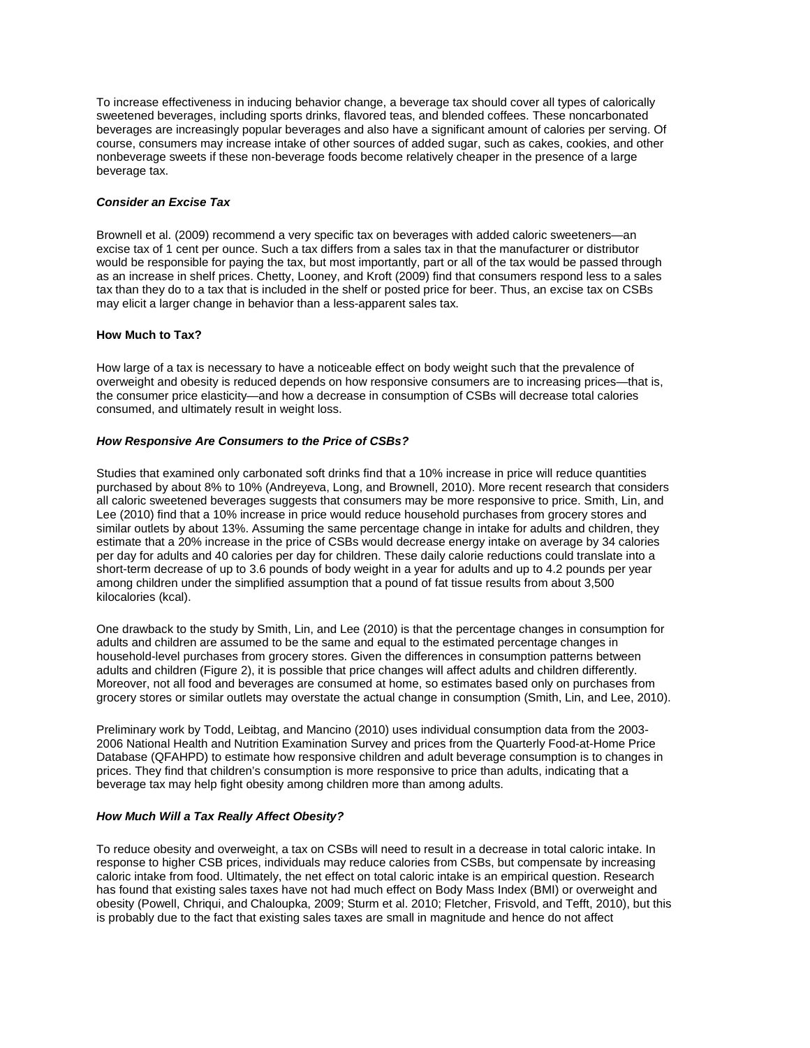To increase effectiveness in inducing behavior change, a beverage tax should cover all types of calorically sweetened beverages, including sports drinks, flavored teas, and blended coffees. These noncarbonated beverages are increasingly popular beverages and also have a significant amount of calories per serving. Of course, consumers may increase intake of other sources of added sugar, such as cakes, cookies, and other nonbeverage sweets if these non-beverage foods become relatively cheaper in the presence of a large beverage tax.

### ***Consider an Excise Tax***

Brownell et al. (2009) recommend a very specific tax on beverages with added caloric sweeteners—an excise tax of 1 cent per ounce. Such a tax differs from a sales tax in that the manufacturer or distributor would be responsible for paying the tax, but most importantly, part or all of the tax would be passed through as an increase in shelf prices. Chetty, Looney, and Kroft (2009) find that consumers respond less to a sales tax than they do to a tax that is included in the shelf or posted price for beer. Thus, an excise tax on CSBs may elicit a larger change in behavior than a less-apparent sales tax.

## **How Much to Tax?**

How large of a tax is necessary to have a noticeable effect on body weight such that the prevalence of overweight and obesity is reduced depends on how responsive consumers are to increasing prices—that is, the consumer price elasticity—and how a decrease in consumption of CSBs will decrease total calories consumed, and ultimately result in weight loss.

### ***How Responsive Are Consumers to the Price of CSBs?***

Studies that examined only carbonated soft drinks find that a 10% increase in price will reduce quantities purchased by about 8% to 10% (Andreyeva, Long, and Brownell, 2010). More recent research that considers all caloric sweetened beverages suggests that consumers may be more responsive to price. Smith, Lin, and Lee (2010) find that a 10% increase in price would reduce household purchases from grocery stores and similar outlets by about 13%. Assuming the same percentage change in intake for adults and children, they estimate that a 20% increase in the price of CSBs would decrease energy intake on average by 34 calories per day for adults and 40 calories per day for children. These daily calorie reductions could translate into a short-term decrease of up to 3.6 pounds of body weight in a year for adults and up to 4.2 pounds per year among children under the simplified assumption that a pound of fat tissue results from about 3,500 kilocalories (kcal).

One drawback to the study by Smith, Lin, and Lee (2010) is that the percentage changes in consumption for adults and children are assumed to be the same and equal to the estimated percentage changes in household-level purchases from grocery stores. Given the differences in consumption patterns between adults and children (Figure 2), it is possible that price changes will affect adults and children differently. Moreover, not all food and beverages are consumed at home, so estimates based only on purchases from grocery stores or similar outlets may overstate the actual change in consumption (Smith, Lin, and Lee, 2010).

Preliminary work by Todd, Leibtag, and Mancino (2010) uses individual consumption data from the 2003-2006 National Health and Nutrition Examination Survey and prices from the Quarterly Food-at-Home Price Database (QFAHPD) to estimate how responsive children and adult beverage consumption is to changes in prices. They find that children's consumption is more responsive to price than adults, indicating that a beverage tax may help fight obesity among children more than among adults.

### ***How Much Will a Tax Really Affect Obesity?***

To reduce obesity and overweight, a tax on CSBs will need to result in a decrease in total caloric intake. In response to higher CSB prices, individuals may reduce calories from CSBs, but compensate by increasing caloric intake from food. Ultimately, the net effect on total caloric intake is an empirical question. Research has found that existing sales taxes have not had much effect on Body Mass Index (BMI) or overweight and obesity (Powell, Chriqui, and Chaloupka, 2009; Sturm et al. 2010; Fletcher, Frisvold, and Tefft, 2010), but this is probably due to the fact that existing sales taxes are small in magnitude and hence do not affect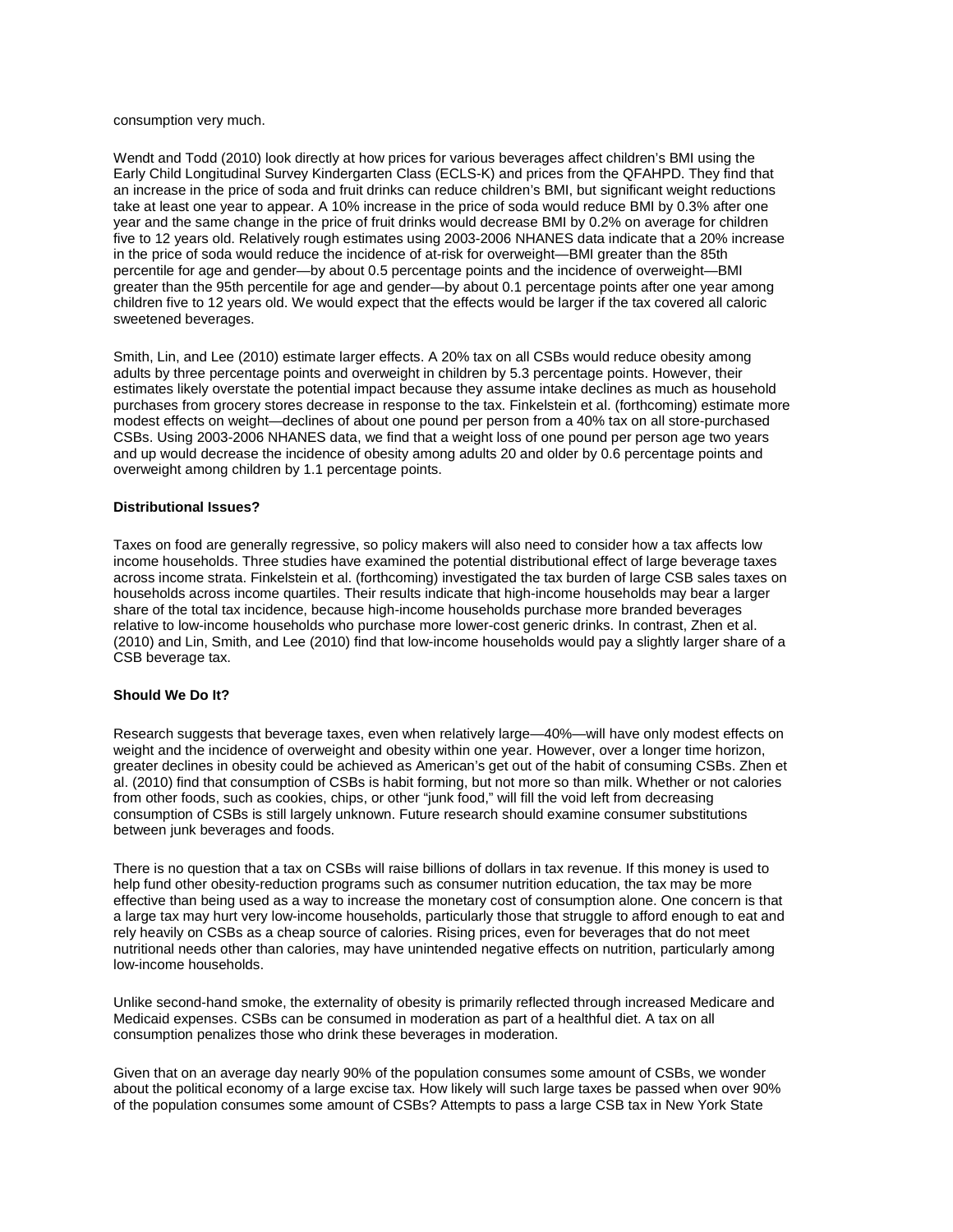consumption very much.

Wendt and Todd (2010) look directly at how prices for various beverages affect children's BMI using the Early Child Longitudinal Survey Kindergarten Class (ECLS-K) and prices from the QFAHPD. They find that an increase in the price of soda and fruit drinks can reduce children's BMI, but significant weight reductions take at least one year to appear. A 10% increase in the price of soda would reduce BMI by 0.3% after one year and the same change in the price of fruit drinks would decrease BMI by 0.2% on average for children five to 12 years old. Relatively rough estimates using 2003-2006 NHANES data indicate that a 20% increase in the price of soda would reduce the incidence of at-risk for overweight—BMI greater than the 85th percentile for age and gender—by about 0.5 percentage points and the incidence of overweight—BMI greater than the 95th percentile for age and gender—by about 0.1 percentage points after one year among children five to 12 years old. We would expect that the effects would be larger if the tax covered all caloric sweetened beverages.

Smith, Lin, and Lee (2010) estimate larger effects. A 20% tax on all CSBs would reduce obesity among adults by three percentage points and overweight in children by 5.3 percentage points. However, their estimates likely overstate the potential impact because they assume intake declines as much as household purchases from grocery stores decrease in response to the tax. Finkelstein et al. (forthcoming) estimate more modest effects on weight—declines of about one pound per person from a 40% tax on all store-purchased CSBs. Using 2003-2006 NHANES data, we find that a weight loss of one pound per person age two years and up would decrease the incidence of obesity among adults 20 and older by 0.6 percentage points and overweight among children by 1.1 percentage points.

**Distributional Issues?**

Taxes on food are generally regressive, so policy makers will also need to consider how a tax affects low income households. Three studies have examined the potential distributional effect of large beverage taxes across income strata. Finkelstein et al. (forthcoming) investigated the tax burden of large CSB sales taxes on households across income quartiles. Their results indicate that high-income households may bear a larger share of the total tax incidence, because high-income households purchase more branded beverages relative to low-income households who purchase more lower-cost generic drinks. In contrast, Zhen et al. (2010) and Lin, Smith, and Lee (2010) find that low-income households would pay a slightly larger share of a CSB beverage tax.

**Should We Do It?**

Research suggests that beverage taxes, even when relatively large—40%—will have only modest effects on weight and the incidence of overweight and obesity within one year. However, over a longer time horizon, greater declines in obesity could be achieved as American's get out of the habit of consuming CSBs. Zhen et al. (2010) find that consumption of CSBs is habit forming, but not more so than milk. Whether or not calories from other foods, such as cookies, chips, or other "junk food," will fill the void left from decreasing consumption of CSBs is still largely unknown. Future research should examine consumer substitutions between junk beverages and foods.

There is no question that a tax on CSBs will raise billions of dollars in tax revenue. If this money is used to help fund other obesity-reduction programs such as consumer nutrition education, the tax may be more effective than being used as a way to increase the monetary cost of consumption alone. One concern is that a large tax may hurt very low-income households, particularly those that struggle to afford enough to eat and rely heavily on CSBs as a cheap source of calories. Rising prices, even for beverages that do not meet nutritional needs other than calories, may have unintended negative effects on nutrition, particularly among low-income households.

Unlike second-hand smoke, the externality of obesity is primarily reflected through increased Medicare and Medicaid expenses. CSBs can be consumed in moderation as part of a healthful diet. A tax on all consumption penalizes those who drink these beverages in moderation.

Given that on an average day nearly 90% of the population consumes some amount of CSBs, we wonder about the political economy of a large excise tax. How likely will such large taxes be passed when over 90% of the population consumes some amount of CSBs? Attempts to pass a large CSB tax in New York State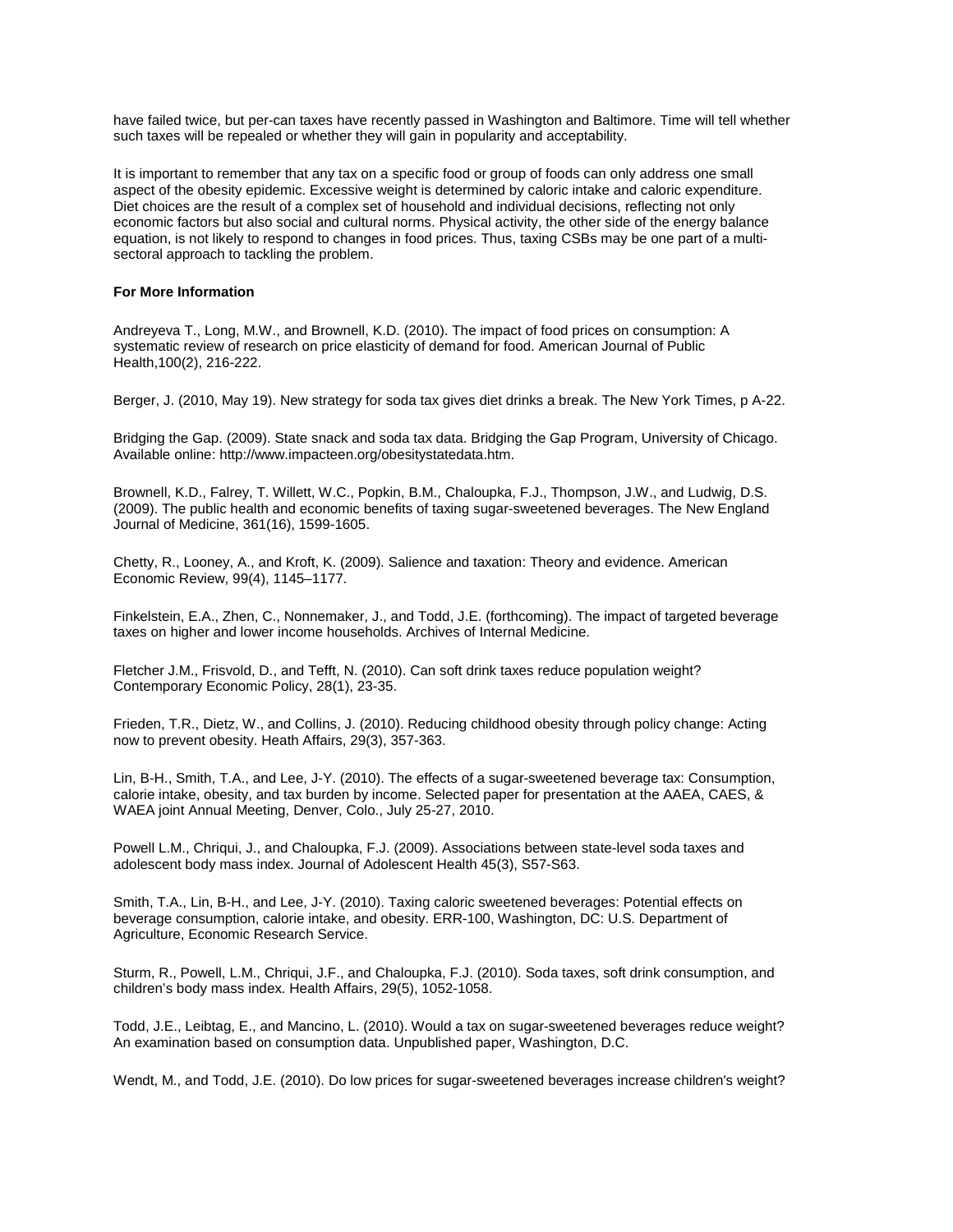have failed twice, but per-can taxes have recently passed in Washington and Baltimore. Time will tell whether such taxes will be repealed or whether they will gain in popularity and acceptability.

It is important to remember that any tax on a specific food or group of foods can only address one small aspect of the obesity epidemic. Excessive weight is determined by caloric intake and caloric expenditure. Diet choices are the result of a complex set of household and individual decisions, reflecting not only economic factors but also social and cultural norms. Physical activity, the other side of the energy balance equation, is not likely to respond to changes in food prices. Thus, taxing CSBs may be one part of a multi-sectoral approach to tackling the problem.

**For More Information**

Andreyeva T., Long, M.W., and Brownell, K.D. (2010). The impact of food prices on consumption: A systematic review of research on price elasticity of demand for food. American Journal of Public Health,100(2), 216-222.

Berger, J. (2010, May 19). New strategy for soda tax gives diet drinks a break. The New York Times, p A-22.

Bridging the Gap. (2009). State snack and soda tax data. Bridging the Gap Program, University of Chicago. Available online: http://www.impacteen.org/obesitystatedata.htm.

Brownell, K.D., Falrey, T. Willett, W.C., Popkin, B.M., Chaloupka, F.J., Thompson, J.W., and Ludwig, D.S. (2009). The public health and economic benefits of taxing sugar-sweetened beverages. The New England Journal of Medicine, 361(16), 1599-1605.

Chetty, R., Looney, A., and Kroft, K. (2009). Salience and taxation: Theory and evidence. American Economic Review, 99(4), 1145–1177.

Finkelstein, E.A., Zhen, C., Nonnemaker, J., and Todd, J.E. (forthcoming). The impact of targeted beverage taxes on higher and lower income households. Archives of Internal Medicine.

Fletcher J.M., Frisvold, D., and Tefft, N. (2010). Can soft drink taxes reduce population weight? Contemporary Economic Policy, 28(1), 23-35.

Frieden, T.R., Dietz, W., and Collins, J. (2010). Reducing childhood obesity through policy change: Acting now to prevent obesity. Heath Affairs, 29(3), 357-363.

Lin, B-H., Smith, T.A., and Lee, J-Y. (2010). The effects of a sugar-sweetened beverage tax: Consumption, calorie intake, obesity, and tax burden by income. Selected paper for presentation at the AAEA, CAES, & WAEA joint Annual Meeting, Denver, Colo., July 25-27, 2010.

Powell L.M., Chriqui, J., and Chaloupka, F.J. (2009). Associations between state-level soda taxes and adolescent body mass index. Journal of Adolescent Health 45(3), S57-S63.

Smith, T.A., Lin, B-H., and Lee, J-Y. (2010). Taxing caloric sweetened beverages: Potential effects on beverage consumption, calorie intake, and obesity. ERR-100, Washington, DC: U.S. Department of Agriculture, Economic Research Service.

Sturm, R., Powell, L.M., Chriqui, J.F., and Chaloupka, F.J. (2010). Soda taxes, soft drink consumption, and children's body mass index. Health Affairs, 29(5), 1052-1058.

Todd, J.E., Leibtag, E., and Mancino, L. (2010). Would a tax on sugar-sweetened beverages reduce weight? An examination based on consumption data. Unpublished paper, Washington, D.C.

Wendt, M., and Todd, J.E. (2010). Do low prices for sugar-sweetened beverages increase children's weight?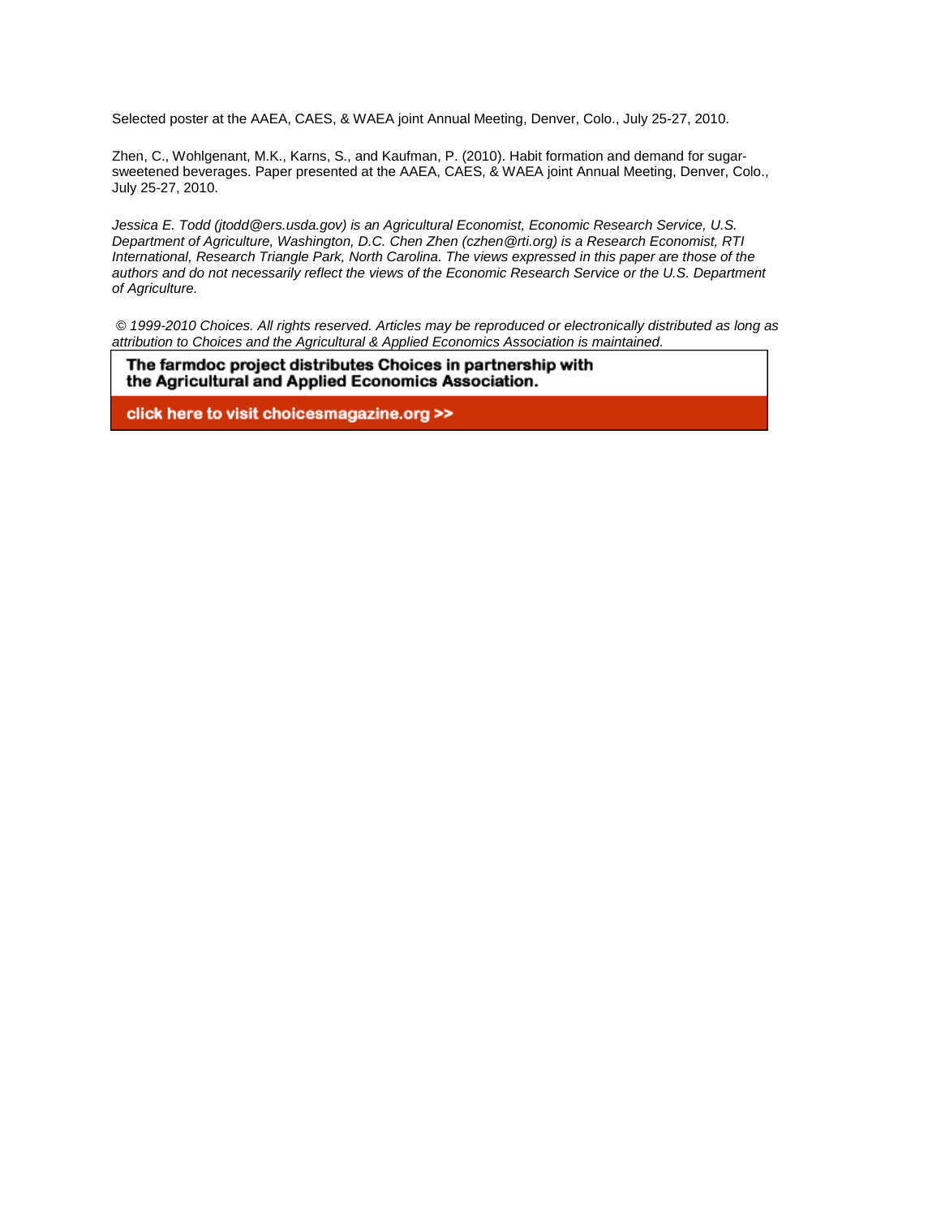Selected poster at the AAEA, CAES, & WAEA joint Annual Meeting, Denver, Colo., July 25-27, 2010.

Zhen, C., Wohlgenant, M.K., Karns, S., and Kaufman, P. (2010). Habit formation and demand for sugar-sweetened beverages. Paper presented at the AAEA, CAES, & WAEA joint Annual Meeting, Denver, Colo., July 25-27, 2010.

*Jessica E. Todd (jtodd@ers.usda.gov) is an Agricultural Economist, Economic Research Service, U.S. Department of Agriculture, Washington, D.C. Chen Zhen (czhen@rti.org) is a Research Economist, RTI International, Research Triangle Park, North Carolina. The views expressed in this paper are those of the authors and do not necessarily reflect the views of the Economic Research Service or the U.S. Department of Agriculture.*

*© 1999-2010 Choices. All rights reserved. Articles may be reproduced or electronically distributed as long as attribution to Choices and the Agricultural & Applied Economics Association is maintained.*

**The farmdoc project distributes Choices in partnership with the Agricultural and Applied Economics Association.**

**click here to visit choicesmagazine.org >>**